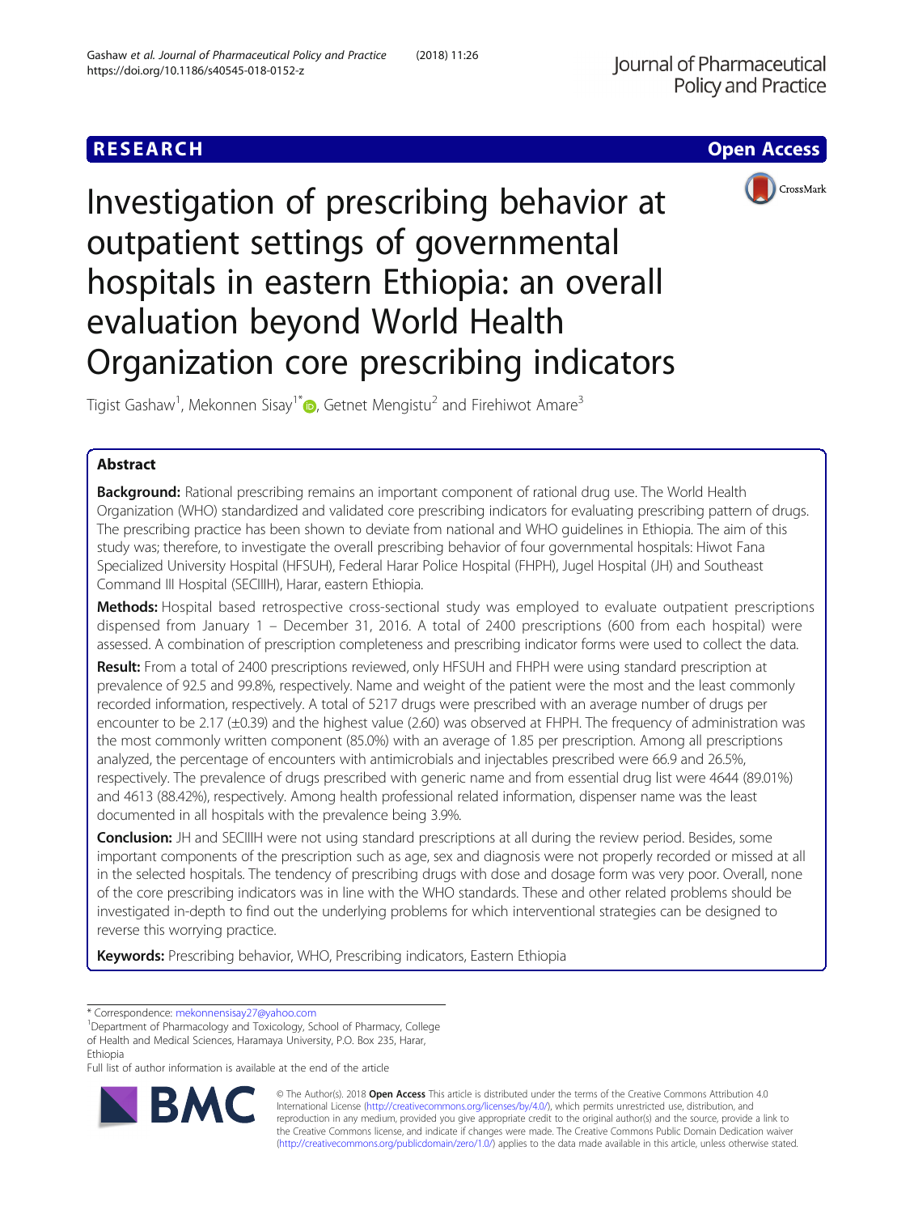RESEARCH

Open Access

# Investigation of prescribing behavior at outpatient settings of governmental hospitals in eastern Ethiopia: an overall evaluation beyond World Health Organization core prescribing indicators

Tigist Gashaw[1], Mekonnen Sisay[1*], Getnet Mengistu[2] and Firehiwot Amare[3]

## Abstract

**Background:** Rational prescribing remains an important component of rational drug use. The World Health Organization (WHO) standardized and validated core prescribing indicators for evaluating prescribing pattern of drugs. The prescribing practice has been shown to deviate from national and WHO guidelines in Ethiopia. The aim of this study was; therefore, to investigate the overall prescribing behavior of four governmental hospitals: Hiwot Fana Specialized University Hospital (HFSUH), Federal Harar Police Hospital (FHPH), Jugel Hospital (JH) and Southeast Command III Hospital (SECIIIH), Harar, eastern Ethiopia.

**Methods:** Hospital based retrospective cross-sectional study was employed to evaluate outpatient prescriptions dispensed from January 1 – December 31, 2016. A total of 2400 prescriptions (600 from each hospital) were assessed. A combination of prescription completeness and prescribing indicator forms were used to collect the data.

**Result:** From a total of 2400 prescriptions reviewed, only HFSUH and FHPH were using standard prescription at prevalence of 92.5 and 99.8%, respectively. Name and weight of the patient were the most and the least commonly recorded information, respectively. A total of 5217 drugs were prescribed with an average number of drugs per encounter to be 2.17 (±0.39) and the highest value (2.60) was observed at FHPH. The frequency of administration was the most commonly written component (85.0%) with an average of 1.85 per prescription. Among all prescriptions analyzed, the percentage of encounters with antimicrobials and injectables prescribed were 66.9 and 26.5%, respectively. The prevalence of drugs prescribed with generic name and from essential drug list were 4644 (89.01%) and 4613 (88.42%), respectively. Among health professional related information, dispenser name was the least documented in all hospitals with the prevalence being 3.9%.

**Conclusion:** JH and SECIIIH were not using standard prescriptions at all during the review period. Besides, some important components of the prescription such as age, sex and diagnosis were not properly recorded or missed at all in the selected hospitals. The tendency of prescribing drugs with dose and dosage form was very poor. Overall, none of the core prescribing indicators was in line with the WHO standards. These and other related problems should be investigated in-depth to find out the underlying problems for which interventional strategies can be designed to reverse this worrying practice.

**Keywords:** Prescribing behavior, WHO, Prescribing indicators, Eastern Ethiopia

---

* Correspondence: mekonnensisay27@yahoo.com
[1]Department of Pharmacology and Toxicology, School of Pharmacy, College of Health and Medical Sciences, Haramaya University, P.O. Box 235, Harar, Ethiopia
Full list of author information is available at the end of the article

© The Author(s). 2018 **Open Access** This article is distributed under the terms of the Creative Commons Attribution 4.0 International License (http://creativecommons.org/licenses/by/4.0/), which permits unrestricted use, distribution, and reproduction in any medium, provided you give appropriate credit to the original author(s) and the source, provide a link to the Creative Commons license, and indicate if changes were made. The Creative Commons Public Domain Dedication waiver (http://creativecommons.org/publicdomain/zero/1.0/) applies to the data made available in this article, unless otherwise stated.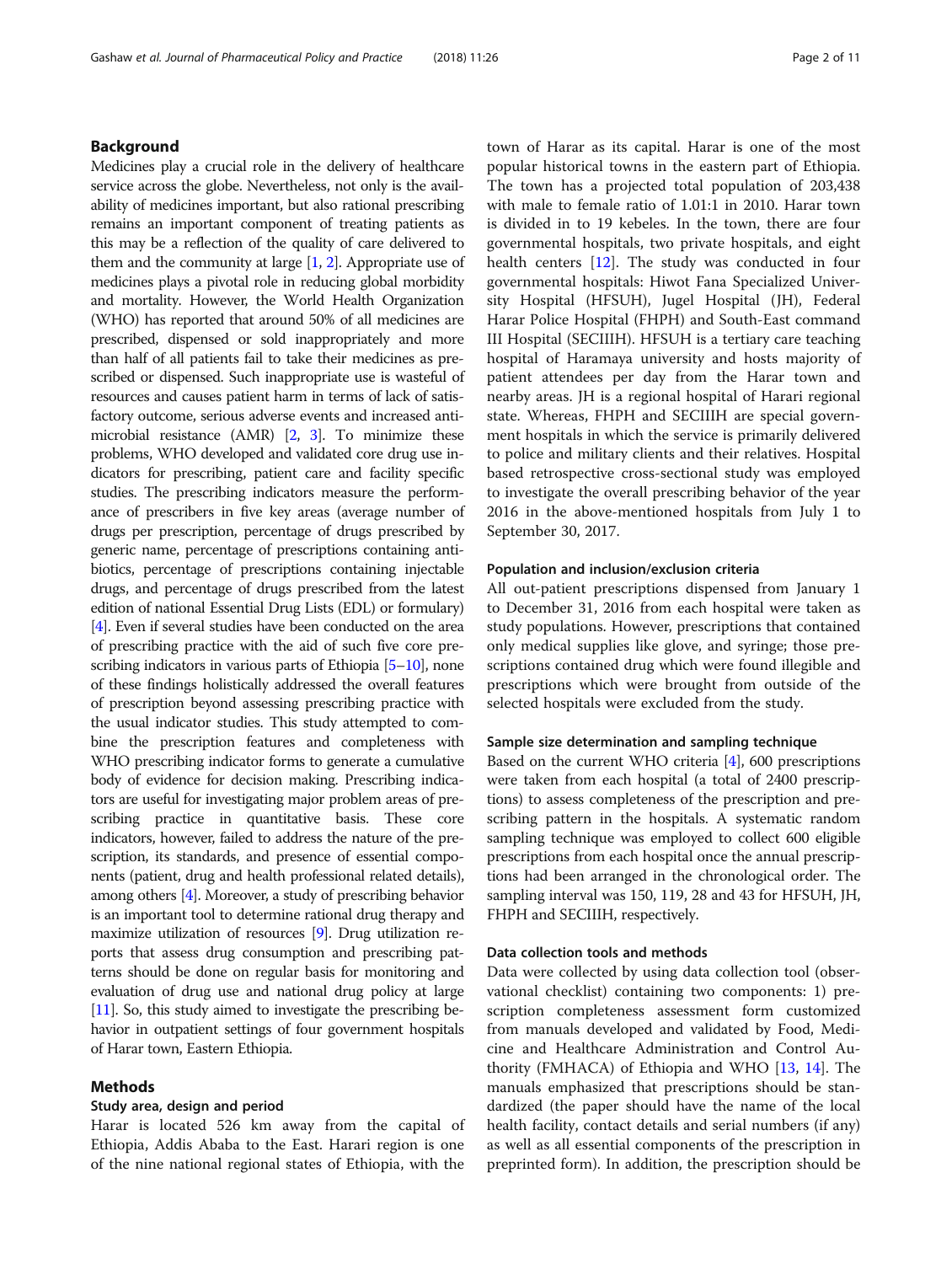## Background

Medicines play a crucial role in the delivery of healthcare service across the globe. Nevertheless, not only is the availability of medicines important, but also rational prescribing remains an important component of treating patients as this may be a reflection of the quality of care delivered to them and the community at large [1, 2]. Appropriate use of medicines plays a pivotal role in reducing global morbidity and mortality. However, the World Health Organization (WHO) has reported that around 50% of all medicines are prescribed, dispensed or sold inappropriately and more than half of all patients fail to take their medicines as prescribed or dispensed. Such inappropriate use is wasteful of resources and causes patient harm in terms of lack of satisfactory outcome, serious adverse events and increased antimicrobial resistance (AMR) [2, 3]. To minimize these problems, WHO developed and validated core drug use indicators for prescribing, patient care and facility specific studies. The prescribing indicators measure the performance of prescribers in five key areas (average number of drugs per prescription, percentage of drugs prescribed by generic name, percentage of prescriptions containing antibiotics, percentage of prescriptions containing injectable drugs, and percentage of drugs prescribed from the latest edition of national Essential Drug Lists (EDL) or formulary) [4]. Even if several studies have been conducted on the area of prescribing practice with the aid of such five core prescribing indicators in various parts of Ethiopia [5–10], none of these findings holistically addressed the overall features of prescription beyond assessing prescribing practice with the usual indicator studies. This study attempted to combine the prescription features and completeness with WHO prescribing indicator forms to generate a cumulative body of evidence for decision making. Prescribing indicators are useful for investigating major problem areas of prescribing practice in quantitative basis. These core indicators, however, failed to address the nature of the prescription, its standards, and presence of essential components (patient, drug and health professional related details), among others [4]. Moreover, a study of prescribing behavior is an important tool to determine rational drug therapy and maximize utilization of resources [9]. Drug utilization reports that assess drug consumption and prescribing patterns should be done on regular basis for monitoring and evaluation of drug use and national drug policy at large [11]. So, this study aimed to investigate the prescribing behavior in outpatient settings of four government hospitals of Harar town, Eastern Ethiopia.

## Methods

### Study area, design and period

Harar is located 526 km away from the capital of Ethiopia, Addis Ababa to the East. Harari region is one of the nine national regional states of Ethiopia, with the town of Harar as its capital. Harar is one of the most popular historical towns in the eastern part of Ethiopia. The town has a projected total population of 203,438 with male to female ratio of 1.01:1 in 2010. Harar town is divided in to 19 kebeles. In the town, there are four governmental hospitals, two private hospitals, and eight health centers [12]. The study was conducted in four governmental hospitals: Hiwot Fana Specialized University Hospital (HFSUH), Jugel Hospital (JH), Federal Harar Police Hospital (FHPH) and South-East command III Hospital (SECIIIH). HFSUH is a tertiary care teaching hospital of Haramaya university and hosts majority of patient attendees per day from the Harar town and nearby areas. JH is a regional hospital of Harari regional state. Whereas, FHPH and SECIIIH are special government hospitals in which the service is primarily delivered to police and military clients and their relatives. Hospital based retrospective cross-sectional study was employed to investigate the overall prescribing behavior of the year 2016 in the above-mentioned hospitals from July 1 to September 30, 2017.

### Population and inclusion/exclusion criteria

All out-patient prescriptions dispensed from January 1 to December 31, 2016 from each hospital were taken as study populations. However, prescriptions that contained only medical supplies like glove, and syringe; those prescriptions contained drug which were found illegible and prescriptions which were brought from outside of the selected hospitals were excluded from the study.

### Sample size determination and sampling technique

Based on the current WHO criteria [4], 600 prescriptions were taken from each hospital (a total of 2400 prescriptions) to assess completeness of the prescription and prescribing pattern in the hospitals. A systematic random sampling technique was employed to collect 600 eligible prescriptions from each hospital once the annual prescriptions had been arranged in the chronological order. The sampling interval was 150, 119, 28 and 43 for HFSUH, JH, FHPH and SECIIIH, respectively.

### Data collection tools and methods

Data were collected by using data collection tool (observational checklist) containing two components: 1) prescription completeness assessment form customized from manuals developed and validated by Food, Medicine and Healthcare Administration and Control Authority (FMHACA) of Ethiopia and WHO [13, 14]. The manuals emphasized that prescriptions should be standardized (the paper should have the name of the local health facility, contact details and serial numbers (if any) as well as all essential components of the prescription in preprinted form). In addition, the prescription should be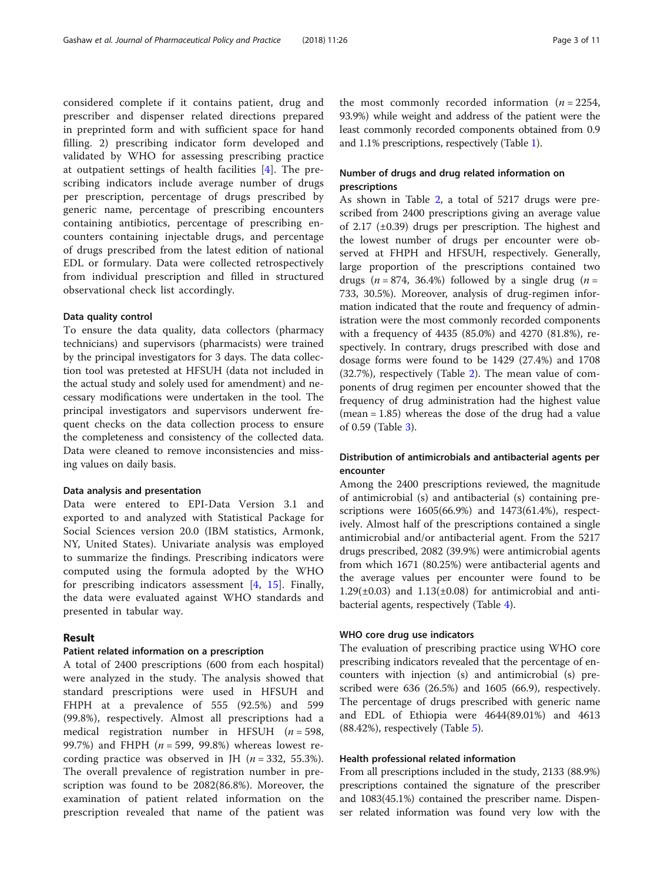considered complete if it contains patient, drug and prescriber and dispenser related directions prepared in preprinted form and with sufficient space for hand filling. 2) prescribing indicator form developed and validated by WHO for assessing prescribing practice at outpatient settings of health facilities [4]. The prescribing indicators include average number of drugs per prescription, percentage of drugs prescribed by generic name, percentage of prescribing encounters containing antibiotics, percentage of prescribing encounters containing injectable drugs, and percentage of drugs prescribed from the latest edition of national EDL or formulary. Data were collected retrospectively from individual prescription and filled in structured observational check list accordingly.

### Data quality control

To ensure the data quality, data collectors (pharmacy technicians) and supervisors (pharmacists) were trained by the principal investigators for 3 days. The data collection tool was pretested at HFSUH (data not included in the actual study and solely used for amendment) and necessary modifications were undertaken in the tool. The principal investigators and supervisors underwent frequent checks on the data collection process to ensure the completeness and consistency of the collected data. Data were cleaned to remove inconsistencies and missing values on daily basis.

### Data analysis and presentation

Data were entered to EPI-Data Version 3.1 and exported to and analyzed with Statistical Package for Social Sciences version 20.0 (IBM statistics, Armonk, NY, United States). Univariate analysis was employed to summarize the findings. Prescribing indicators were computed using the formula adopted by the WHO for prescribing indicators assessment [4, 15]. Finally, the data were evaluated against WHO standards and presented in tabular way.

## Result

### Patient related information on a prescription

A total of 2400 prescriptions (600 from each hospital) were analyzed in the study. The analysis showed that standard prescriptions were used in HFSUH and FHPH at a prevalence of 555 (92.5%) and 599 (99.8%), respectively. Almost all prescriptions had a medical registration number in HFSUH ($n = 598$, 99.7%) and FHPH ($n = 599$, 99.8%) whereas lowest recording practice was observed in JH ($n = 332$, 55.3%). The overall prevalence of registration number in prescription was found to be 2082(86.8%). Moreover, the examination of patient related information on the prescription revealed that name of the patient was the most commonly recorded information ($n = 2254$, 93.9%) while weight and address of the patient were the least commonly recorded components obtained from 0.9 and 1.1% prescriptions, respectively (Table 1).

### Number of drugs and drug related information on prescriptions

As shown in Table 2, a total of 5217 drugs were prescribed from 2400 prescriptions giving an average value of 2.17 (±0.39) drugs per prescription. The highest and the lowest number of drugs per encounter were observed at FHPH and HFSUH, respectively. Generally, large proportion of the prescriptions contained two drugs ($n = 874$, 36.4%) followed by a single drug ($n = 733$, 30.5%). Moreover, analysis of drug-regimen information indicated that the route and frequency of administration were the most commonly recorded components with a frequency of 4435 (85.0%) and 4270 (81.8%), respectively. In contrary, drugs prescribed with dose and dosage forms were found to be 1429 (27.4%) and 1708 (32.7%), respectively (Table 2). The mean value of components of drug regimen per encounter showed that the frequency of drug administration had the highest value (mean = 1.85) whereas the dose of the drug had a value of 0.59 (Table 3).

### Distribution of antimicrobials and antibacterial agents per encounter

Among the 2400 prescriptions reviewed, the magnitude of antimicrobial (s) and antibacterial (s) containing prescriptions were 1605(66.9%) and 1473(61.4%), respectively. Almost half of the prescriptions contained a single antimicrobial and/or antibacterial agent. From the 5217 drugs prescribed, 2082 (39.9%) were antimicrobial agents from which 1671 (80.25%) were antibacterial agents and the average values per encounter were found to be 1.29(±0.03) and 1.13(±0.08) for antimicrobial and antibacterial agents, respectively (Table 4).

### WHO core drug use indicators

The evaluation of prescribing practice using WHO core prescribing indicators revealed that the percentage of encounters with injection (s) and antimicrobial (s) prescribed were 636 (26.5%) and 1605 (66.9), respectively. The percentage of drugs prescribed with generic name and EDL of Ethiopia were 4644(89.01%) and 4613 (88.42%), respectively (Table 5).

### Health professional related information

From all prescriptions included in the study, 2133 (88.9%) prescriptions contained the signature of the prescriber and 1083(45.1%) contained the prescriber name. Dispenser related information was found very low with the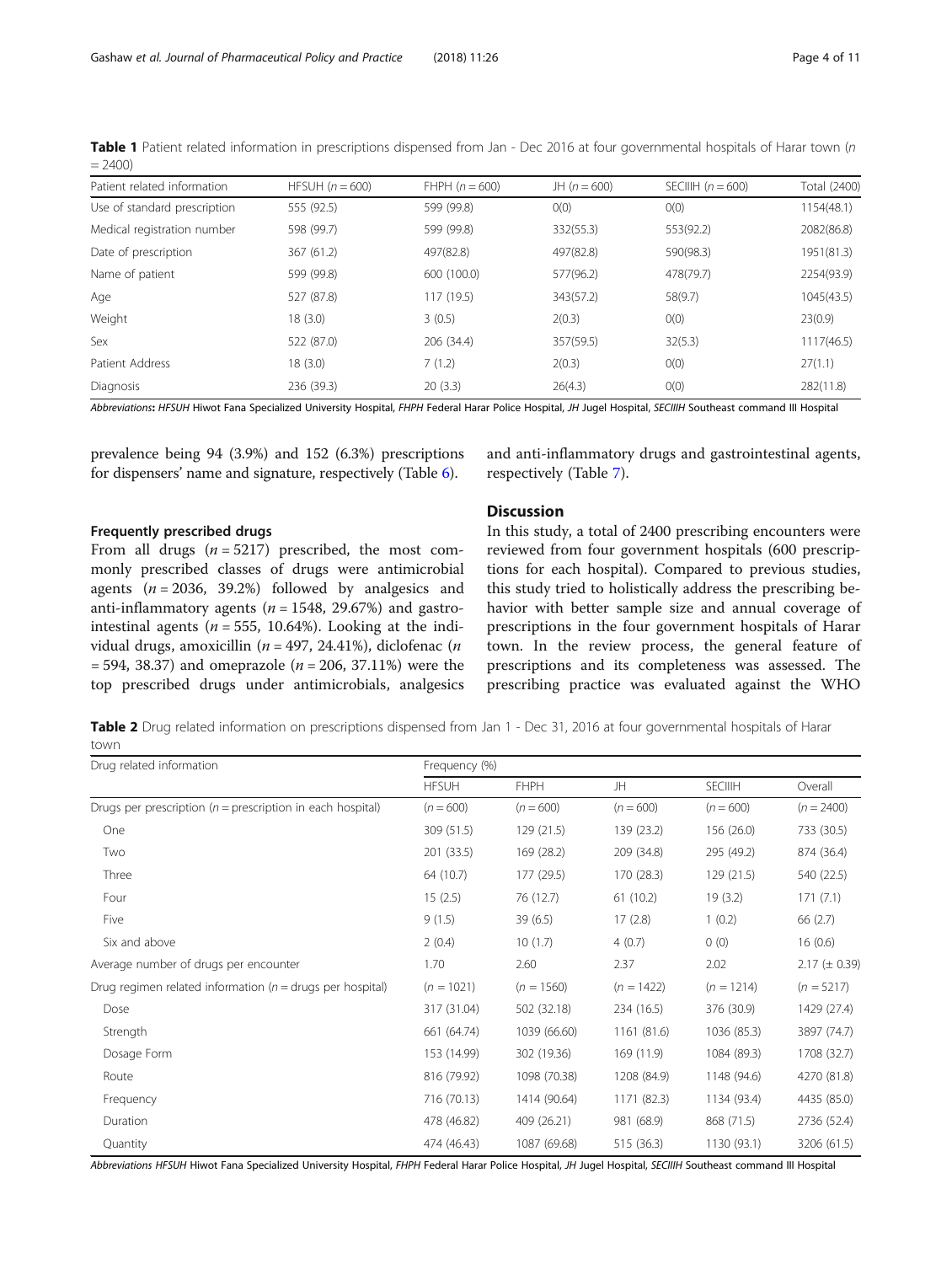**Table 1** Patient related information in prescriptions dispensed from Jan - Dec 2016 at four governmental hospitals of Harar town (n = 2400)

| Patient related information | HFSUH (n = 600) | FHPH (n = 600) | JH (n = 600) | SECIIIH (n = 600) | Total (2400) |
|---|---|---|---|---|---|
| Use of standard prescription | 555 (92.5) | 599 (99.8) | 0(0) | 0(0) | 1154(48.1) |
| Medical registration number | 598 (99.7) | 599 (99.8) | 332(55.3) | 553(92.2) | 2082(86.8) |
| Date of prescription | 367 (61.2) | 497(82.8) | 497(82.8) | 590(98.3) | 1951(81.3) |
| Name of patient | 599 (99.8) | 600 (100.0) | 577(96.2) | 478(79.7) | 2254(93.9) |
| Age | 527 (87.8) | 117 (19.5) | 343(57.2) | 58(9.7) | 1045(43.5) |
| Weight | 18 (3.0) | 3 (0.5) | 2(0.3) | 0(0) | 23(0.9) |
| Sex | 522 (87.0) | 206 (34.4) | 357(59.5) | 32(5.3) | 1117(46.5) |
| Patient Address | 18 (3.0) | 7 (1.2) | 2(0.3) | 0(0) | 27(1.1) |
| Diagnosis | 236 (39.3) | 20 (3.3) | 26(4.3) | 0(0) | 282(11.8) |

*Abbreviations***:** *HFSUH* Hiwot Fana Specialized University Hospital, *FHPH* Federal Harar Police Hospital, *JH* Jugel Hospital, *SECIIIH* Southeast command III Hospital

prevalence being 94 (3.9%) and 152 (6.3%) prescriptions for dispensers' name and signature, respectively (Table 6).

### Frequently prescribed drugs

From all drugs (n = 5217) prescribed, the most commonly prescribed classes of drugs were antimicrobial agents (n = 2036, 39.2%) followed by analgesics and anti-inflammatory agents (n = 1548, 29.67%) and gastrointestinal agents (n = 555, 10.64%). Looking at the individual drugs, amoxicillin (n = 497, 24.41%), diclofenac (n = 594, 38.37) and omeprazole (n = 206, 37.11%) were the top prescribed drugs under antimicrobials, analgesics and anti-inflammatory drugs and gastrointestinal agents, respectively (Table 7).

## Discussion

In this study, a total of 2400 prescribing encounters were reviewed from four government hospitals (600 prescriptions for each hospital). Compared to previous studies, this study tried to holistically address the prescribing behavior with better sample size and annual coverage of prescriptions in the four government hospitals of Harar town. In the review process, the general feature of prescriptions and its completeness was assessed. The prescribing practice was evaluated against the WHO

**Table 2** Drug related information on prescriptions dispensed from Jan 1 - Dec 31, 2016 at four governmental hospitals of Harar town

| Drug related information | Frequency (%) | | | | |
|---|---|---|---|---|---|
| | HFSUH | FHPH | JH | SECIIIH | Overall |
| Drugs per prescription (n = prescription in each hospital) | (n = 600) | (n = 600) | (n = 600) | (n = 600) | (n = 2400) |
| One | 309 (51.5) | 129 (21.5) | 139 (23.2) | 156 (26.0) | 733 (30.5) |
| Two | 201 (33.5) | 169 (28.2) | 209 (34.8) | 295 (49.2) | 874 (36.4) |
| Three | 64 (10.7) | 177 (29.5) | 170 (28.3) | 129 (21.5) | 540 (22.5) |
| Four | 15 (2.5) | 76 (12.7) | 61 (10.2) | 19 (3.2) | 171 (7.1) |
| Five | 9 (1.5) | 39 (6.5) | 17 (2.8) | 1 (0.2) | 66 (2.7) |
| Six and above | 2 (0.4) | 10 (1.7) | 4 (0.7) | 0 (0) | 16 (0.6) |
| Average number of drugs per encounter | 1.70 | 2.60 | 2.37 | 2.02 | 2.17 (± 0.39) |
| Drug regimen related information (n = drugs per hospital) | (n = 1021) | (n = 1560) | (n = 1422) | (n = 1214) | (n = 5217) |
| Dose | 317 (31.04) | 502 (32.18) | 234 (16.5) | 376 (30.9) | 1429 (27.4) |
| Strength | 661 (64.74) | 1039 (66.60) | 1161 (81.6) | 1036 (85.3) | 3897 (74.7) |
| Dosage Form | 153 (14.99) | 302 (19.36) | 169 (11.9) | 1084 (89.3) | 1708 (32.7) |
| Route | 816 (79.92) | 1098 (70.38) | 1208 (84.9) | 1148 (94.6) | 4270 (81.8) |
| Frequency | 716 (70.13) | 1414 (90.64) | 1171 (82.3) | 1134 (93.4) | 4435 (85.0) |
| Duration | 478 (46.82) | 409 (26.21) | 981 (68.9) | 868 (71.5) | 2736 (52.4) |
| Quantity | 474 (46.43) | 1087 (69.68) | 515 (36.3) | 1130 (93.1) | 3206 (61.5) |

*Abbreviations HFSUH* Hiwot Fana Specialized University Hospital, *FHPH* Federal Harar Police Hospital, *JH* Jugel Hospital, *SECIIIH* Southeast command III Hospital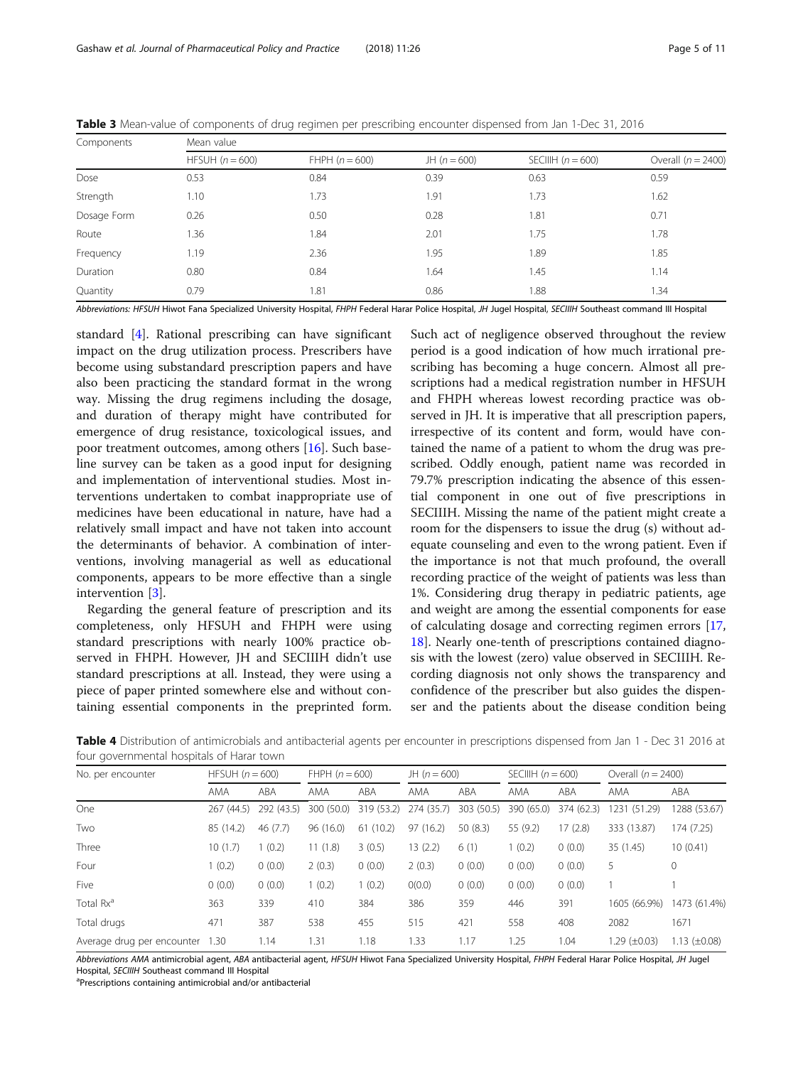**Table 3** Mean-value of components of drug regimen per prescribing encounter dispensed from Jan 1-Dec 31, 2016

| Components | Mean value | | | | |
|---|---|---|---|---|---|
| | HFSUH ($n = 600$) | FHPH ($n = 600$) | JH ($n = 600$) | SECIIIH ($n = 600$) | Overall ($n = 2400$) |
| Dose | 0.53 | 0.84 | 0.39 | 0.63 | 0.59 |
| Strength | 1.10 | 1.73 | 1.91 | 1.73 | 1.62 |
| Dosage Form | 0.26 | 0.50 | 0.28 | 1.81 | 0.71 |
| Route | 1.36 | 1.84 | 2.01 | 1.75 | 1.78 |
| Frequency | 1.19 | 2.36 | 1.95 | 1.89 | 1.85 |
| Duration | 0.80 | 0.84 | 1.64 | 1.45 | 1.14 |
| Quantity | 0.79 | 1.81 | 0.86 | 1.88 | 1.34 |

*Abbreviations: HFSUH* Hiwot Fana Specialized University Hospital, *FHPH* Federal Harar Police Hospital, *JH* Jugel Hospital, *SECIIIH* Southeast command III Hospital

standard [4]. Rational prescribing can have significant impact on the drug utilization process. Prescribers have become using substandard prescription papers and have also been practicing the standard format in the wrong way. Missing the drug regimens including the dosage, and duration of therapy might have contributed for emergence of drug resistance, toxicological issues, and poor treatment outcomes, among others [16]. Such baseline survey can be taken as a good input for designing and implementation of interventional studies. Most interventions undertaken to combat inappropriate use of medicines have been educational in nature, have had a relatively small impact and have not taken into account the determinants of behavior. A combination of interventions, involving managerial as well as educational components, appears to be more effective than a single intervention [3].

Regarding the general feature of prescription and its completeness, only HFSUH and FHPH were using standard prescriptions with nearly 100% practice observed in FHPH. However, JH and SECIIIH didn't use standard prescriptions at all. Instead, they were using a piece of paper printed somewhere else and without containing essential components in the preprinted form. Such act of negligence observed throughout the review period is a good indication of how much irrational prescribing has becoming a huge concern. Almost all prescriptions had a medical registration number in HFSUH and FHPH whereas lowest recording practice was observed in JH. It is imperative that all prescription papers, irrespective of its content and form, would have contained the name of a patient to whom the drug was prescribed. Oddly enough, patient name was recorded in 79.7% prescription indicating the absence of this essential component in one out of five prescriptions in SECIIIH. Missing the name of the patient might create a room for the dispensers to issue the drug (s) without adequate counseling and even to the wrong patient. Even if the importance is not that much profound, the overall recording practice of the weight of patients was less than 1%. Considering drug therapy in pediatric patients, age and weight are among the essential components for ease of calculating dosage and correcting regimen errors [17, 18]. Nearly one-tenth of prescriptions contained diagnosis with the lowest (zero) value observed in SECIIIH. Recording diagnosis not only shows the transparency and confidence of the prescriber but also guides the dispenser and the patients about the disease condition being

**Table 4** Distribution of antimicrobials and antibacterial agents per encounter in prescriptions dispensed from Jan 1 - Dec 31 2016 at four governmental hospitals of Harar town

| No. per encounter | HFSUH ($n = 600$) | | FHPH ($n = 600$) | | JH ($n = 600$) | | SECIIIH ($n = 600$) | | Overall ($n = 2400$) | |
|---|---|---|---|---|---|---|---|---|---|---|
| | AMA | ABA | AMA | ABA | AMA | ABA | AMA | ABA | AMA | ABA |
| One | 267 (44.5) | 292 (43.5) | 300 (50.0) | 319 (53.2) | 274 (35.7) | 303 (50.5) | 390 (65.0) | 374 (62.3) | 1231 (51.29) | 1288 (53.67) |
| Two | 85 (14.2) | 46 (7.7) | 96 (16.0) | 61 (10.2) | 97 (16.2) | 50 (8.3) | 55 (9.2) | 17 (2.8) | 333 (13.87) | 174 (7.25) |
| Three | 10 (1.7) | 1 (0.2) | 11 (1.8) | 3 (0.5) | 13 (2.2) | 6 (1) | 1 (0.2) | 0 (0.0) | 35 (1.45) | 10 (0.41) |
| Four | 1 (0.2) | 0 (0.0) | 2 (0.3) | 0 (0.0) | 2 (0.3) | 0 (0.0) | 0 (0.0) | 0 (0.0) | 5 | 0 |
| Five | 0 (0.0) | 0 (0.0) | 1 (0.2) | 1 (0.2) | 0(0.0) | 0 (0.0) | 0 (0.0) | 0 (0.0) | 1 | 1 |
| Total Rx[a] | 363 | 339 | 410 | 384 | 386 | 359 | 446 | 391 | 1605 (66.9%) | 1473 (61.4%) |
| Total drugs | 471 | 387 | 538 | 455 | 515 | 421 | 558 | 408 | 2082 | 1671 |
| Average drug per encounter | 1.30 | 1.14 | 1.31 | 1.18 | 1.33 | 1.17 | 1.25 | 1.04 | 1.29 (±0.03) | 1.13 (±0.08) |

*Abbreviations AMA* antimicrobial agent, *ABA* antibacterial agent, *HFSUH* Hiwot Fana Specialized University Hospital, *FHPH* Federal Harar Police Hospital, *JH* Jugel Hospital, *SECIIIH* Southeast command III Hospital

[a]Prescriptions containing antimicrobial and/or antibacterial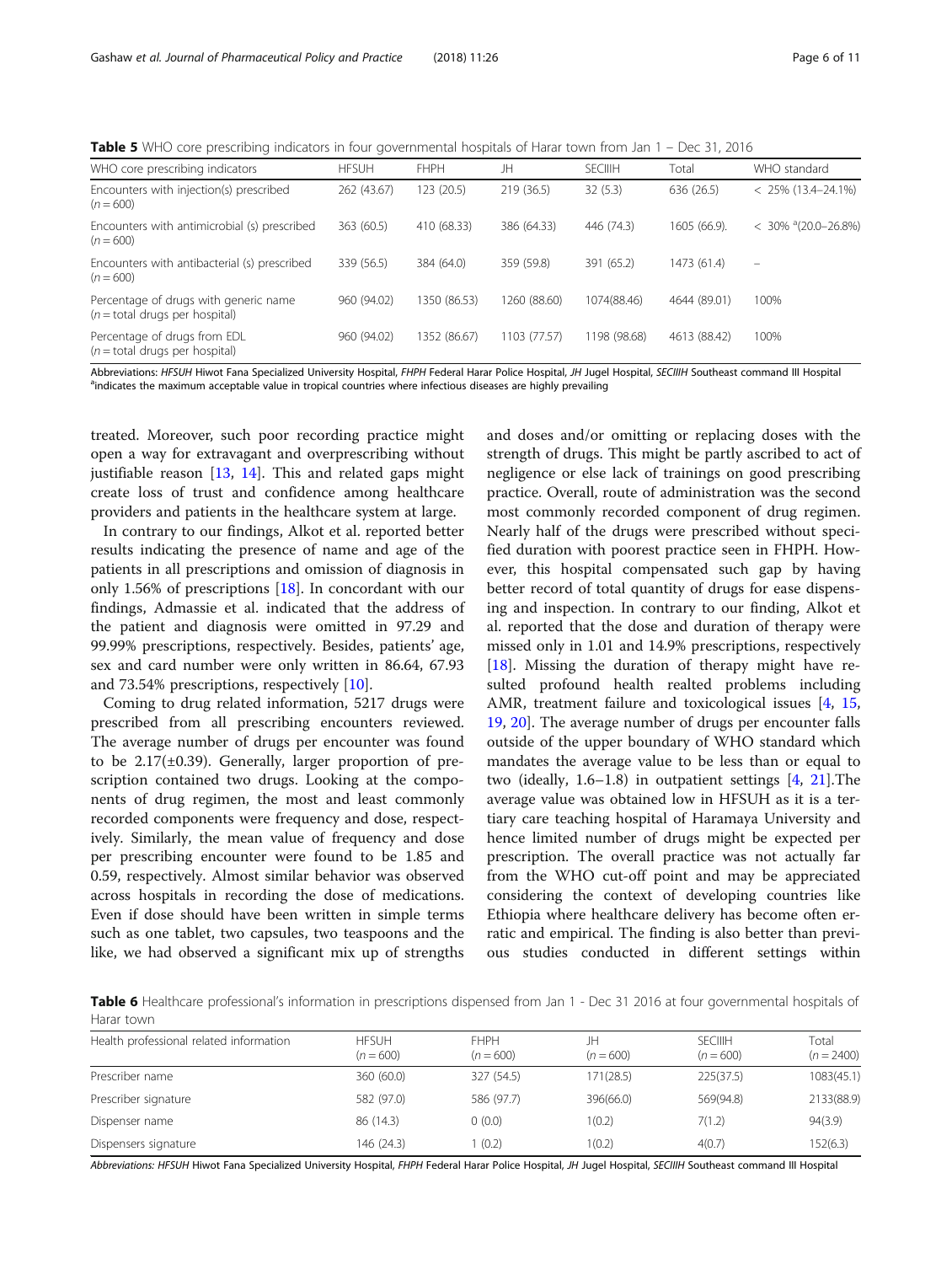**Table 5** WHO core prescribing indicators in four governmental hospitals of Harar town from Jan 1 – Dec 31, 2016

| WHO core prescribing indicators | HFSUH | FHPH | JH | SECIIIH | Total | WHO standard |
|---|---|---|---|---|---|---|
| Encounters with injection(s) prescribed (n = 600) | 262 (43.67) | 123 (20.5) | 219 (36.5) | 32 (5.3) | 636 (26.5) | < 25% (13.4–24.1%) |
| Encounters with antimicrobial (s) prescribed (n = 600) | 363 (60.5) | 410 (68.33) | 386 (64.33) | 446 (74.3) | 1605 (66.9). | < 30% [a](20.0–26.8%) |
| Encounters with antibacterial (s) prescribed (n = 600) | 339 (56.5) | 384 (64.0) | 359 (59.8) | 391 (65.2) | 1473 (61.4) | – |
| Percentage of drugs with generic name (n = total drugs per hospital) | 960 (94.02) | 1350 (86.53) | 1260 (88.60) | 1074(88.46) | 4644 (89.01) | 100% |
| Percentage of drugs from EDL (n = total drugs per hospital) | 960 (94.02) | 1352 (86.67) | 1103 (77.57) | 1198 (98.68) | 4613 (88.42) | 100% |

Abbreviations: *HFSUH* Hiwot Fana Specialized University Hospital, *FHPH* Federal Harar Police Hospital, *JH* Jugel Hospital, *SECIIIH* Southeast command III Hospital
[a]indicates the maximum acceptable value in tropical countries where infectious diseases are highly prevailing

treated. Moreover, such poor recording practice might open a way for extravagant and overprescribing without justifiable reason [13, 14]. This and related gaps might create loss of trust and confidence among healthcare providers and patients in the healthcare system at large.

In contrary to our findings, Alkot et al. reported better results indicating the presence of name and age of the patients in all prescriptions and omission of diagnosis in only 1.56% of prescriptions [18]. In concordant with our findings, Admassie et al. indicated that the address of the patient and diagnosis were omitted in 97.29 and 99.99% prescriptions, respectively. Besides, patients' age, sex and card number were only written in 86.64, 67.93 and 73.54% prescriptions, respectively [10].

Coming to drug related information, 5217 drugs were prescribed from all prescribing encounters reviewed. The average number of drugs per encounter was found to be 2.17(±0.39). Generally, larger proportion of prescription contained two drugs. Looking at the components of drug regimen, the most and least commonly recorded components were frequency and dose, respectively. Similarly, the mean value of frequency and dose per prescribing encounter were found to be 1.85 and 0.59, respectively. Almost similar behavior was observed across hospitals in recording the dose of medications. Even if dose should have been written in simple terms such as one tablet, two capsules, two teaspoons and the like, we had observed a significant mix up of strengths and doses and/or omitting or replacing doses with the strength of drugs. This might be partly ascribed to act of negligence or else lack of trainings on good prescribing practice. Overall, route of administration was the second most commonly recorded component of drug regimen. Nearly half of the drugs were prescribed without specified duration with poorest practice seen in FHPH. However, this hospital compensated such gap by having better record of total quantity of drugs for ease dispensing and inspection. In contrary to our finding, Alkot et al. reported that the dose and duration of therapy were missed only in 1.01 and 14.9% prescriptions, respectively [18]. Missing the duration of therapy might have resulted profound health realted problems including AMR, treatment failure and toxicological issues [4, 15, 19, 20]. The average number of drugs per encounter falls outside of the upper boundary of WHO standard which mandates the average value to be less than or equal to two (ideally, 1.6–1.8) in outpatient settings [4, 21].The average value was obtained low in HFSUH as it is a tertiary care teaching hospital of Haramaya University and hence limited number of drugs might be expected per prescription. The overall practice was not actually far from the WHO cut-off point and may be appreciated considering the context of developing countries like Ethiopia where healthcare delivery has become often erratic and empirical. The finding is also better than previous studies conducted in different settings within

**Table 6** Healthcare professional's information in prescriptions dispensed from Jan 1 - Dec 31 2016 at four governmental hospitals of Harar town

| Health professional related information | HFSUH (n = 600) | FHPH (n = 600) | JH (n = 600) | SECIIIH (n = 600) | Total (n = 2400) |
|---|---|---|---|---|---|
| Prescriber name | 360 (60.0) | 327 (54.5) | 171(28.5) | 225(37.5) | 1083(45.1) |
| Prescriber signature | 582 (97.0) | 586 (97.7) | 396(66.0) | 569(94.8) | 2133(88.9) |
| Dispenser name | 86 (14.3) | 0 (0.0) | 1(0.2) | 7(1.2) | 94(3.9) |
| Dispensers signature | 146 (24.3) | 1 (0.2) | 1(0.2) | 4(0.7) | 152(6.3) |

*Abbreviations: HFSUH* Hiwot Fana Specialized University Hospital, *FHPH* Federal Harar Police Hospital, *JH* Jugel Hospital, *SECIIIH* Southeast command III Hospital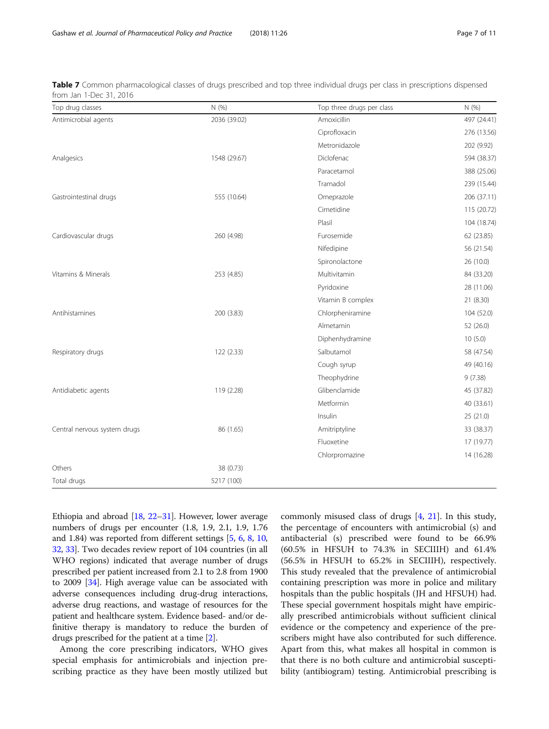**Table 7** Common pharmacological classes of drugs prescribed and top three individual drugs per class in prescriptions dispensed from Jan 1-Dec 31, 2016

| Top drug classes | N (%) | Top three drugs per class | N (%) |
|---|---|---|---|
| Antimicrobial agents | 2036 (39.02) | Amoxicillin | 497 (24.41) |
| | | Ciprofloxacin | 276 (13.56) |
| | | Metronidazole | 202 (9.92) |
| Analgesics | 1548 (29.67) | Diclofenac | 594 (38.37) |
| | | Paracetamol | 388 (25.06) |
| | | Tramadol | 239 (15.44) |
| Gastrointestinal drugs | 555 (10.64) | Omeprazole | 206 (37.11) |
| | | Cimetidine | 115 (20.72) |
| | | Plasil | 104 (18.74) |
| Cardiovascular drugs | 260 (4.98) | Furosemide | 62 (23.85) |
| | | Nifedipine | 56 (21.54) |
| | | Spironolactone | 26 (10.0) |
| Vitamins & Minerals | 253 (4.85) | Multivitamin | 84 (33.20) |
| | | Pyridoxine | 28 (11.06) |
| | | Vitamin B complex | 21 (8.30) |
| Antihistamines | 200 (3.83) | Chlorpheniramine | 104 (52.0) |
| | | Almetamin | 52 (26.0) |
| | | Diphenhydramine | 10 (5.0) |
| Respiratory drugs | 122 (2.33) | Salbutamol | 58 (47.54) |
| | | Cough syrup | 49 (40.16) |
| | | Theophydrine | 9 (7.38) |
| Antidiabetic agents | 119 (2.28) | Glibenclamide | 45 (37.82) |
| | | Metformin | 40 (33.61) |
| | | Insulin | 25 (21.0) |
| Central nervous system drugs | 86 (1.65) | Amitriptyline | 33 (38.37) |
| | | Fluoxetine | 17 (19.77) |
| | | Chlorpromazine | 14 (16.28) |
| Others | 38 (0.73) | | |
| Total drugs | 5217 (100) | | |

Ethiopia and abroad [18, 22–31]. However, lower average numbers of drugs per encounter (1.8, 1.9, 2.1, 1.9, 1.76 and 1.84) was reported from different settings [5, 6, 8, 10, 32, 33]. Two decades review report of 104 countries (in all WHO regions) indicated that average number of drugs prescribed per patient increased from 2.1 to 2.8 from 1900 to 2009 [34]. High average value can be associated with adverse consequences including drug-drug interactions, adverse drug reactions, and wastage of resources for the patient and healthcare system. Evidence based- and/or definitive therapy is mandatory to reduce the burden of drugs prescribed for the patient at a time [2].

Among the core prescribing indicators, WHO gives special emphasis for antimicrobials and injection prescribing practice as they have been mostly utilized but commonly misused class of drugs [4, 21]. In this study, the percentage of encounters with antimicrobial (s) and antibacterial (s) prescribed were found to be 66.9% (60.5% in HFSUH to 74.3% in SECIIIH) and 61.4% (56.5% in HFSUH to 65.2% in SECIIIH), respectively. This study revealed that the prevalence of antimicrobial containing prescription was more in police and military hospitals than the public hospitals (JH and HFSUH) had. These special government hospitals might have empirically prescribed antimicrobials without sufficient clinical evidence or the competency and experience of the prescribers might have also contributed for such difference. Apart from this, what makes all hospital in common is that there is no both culture and antimicrobial susceptibility (antibiogram) testing. Antimicrobial prescribing is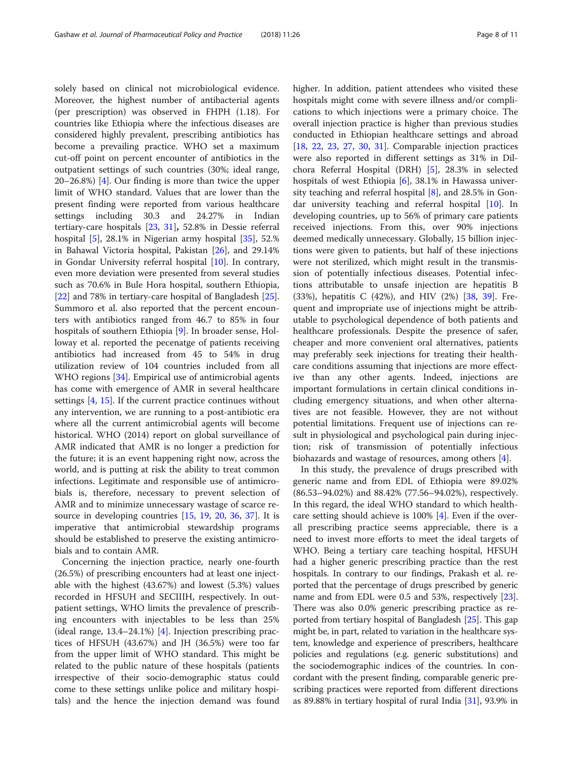solely based on clinical not microbiological evidence. Moreover, the highest number of antibacterial agents (per prescription) was observed in FHPH (1.18). For countries like Ethiopia where the infectious diseases are considered highly prevalent, prescribing antibiotics has become a prevailing practice. WHO set a maximum cut-off point on percent encounter of antibiotics in the outpatient settings of such countries (30%; ideal range, 20–26.8%) [4]. Our finding is more than twice the upper limit of WHO standard. Values that are lower than the present finding were reported from various healthcare settings including 30.3 and 24.27% in Indian tertiary-care hospitals [23, 31], 52.8% in Dessie referral hospital [5], 28.1% in Nigerian army hospital [35], 52.% in Bahawal Victoria hospital, Pakistan [26], and 29.14% in Gondar University referral hospital [10]. In contrary, even more deviation were presented from several studies such as 70.6% in Bule Hora hospital, southern Ethiopia, [22] and 78% in tertiary-care hospital of Bangladesh [25]. Summoro et al. also reported that the percent encounters with antibiotics ranged from 46.7 to 85% in four hospitals of southern Ethiopia [9]. In broader sense, Holloway et al. reported the pecenatge of patients receiving antibiotics had increased from 45 to 54% in drug utilization review of 104 countries included from all WHO regions [34]. Empirical use of antimicrobial agents has come with emergence of AMR in several healthcare settings [4, 15]. If the current practice continues without any intervention, we are running to a post-antibiotic era where all the current antimicrobial agents will become historical. WHO (2014) report on global surveillance of AMR indicated that AMR is no longer a prediction for the future; it is an event happening right now, across the world, and is putting at risk the ability to treat common infections. Legitimate and responsible use of antimicrobials is, therefore, necessary to prevent selection of AMR and to minimize unnecessary wastage of scarce resource in developing countries [15, 19, 20, 36, 37]. It is imperative that antimicrobial stewardship programs should be established to preserve the existing antimicrobials and to contain AMR.

Concerning the injection practice, nearly one-fourth (26.5%) of prescribing encounters had at least one injectable with the highest (43.67%) and lowest (5.3%) values recorded in HFSUH and SECIIIH, respectively. In outpatient settings, WHO limits the prevalence of prescribing encounters with injectables to be less than 25% (ideal range, 13.4–24.1%) [4]. Injection prescribing practices of HFSUH (43.67%) and JH (36.5%) were too far from the upper limit of WHO standard. This might be related to the public nature of these hospitals (patients irrespective of their socio-demographic status could come to these settings unlike police and military hospitals) and the hence the injection demand was found higher. In addition, patient attendees who visited these hospitals might come with severe illness and/or complications to which injections were a primary choice. The overall injection practice is higher than previous studies conducted in Ethiopian healthcare settings and abroad [18, 22, 23, 27, 30, 31]. Comparable injection practices were also reported in different settings as 31% in Dilchora Referral Hospital (DRH) [5], 28.3% in selected hospitals of west Ethiopia [6], 38.1% in Hawassa university teaching and referral hospital [8], and 28.5% in Gondar university teaching and referral hospital [10]. In developing countries, up to 56% of primary care patients received injections. From this, over 90% injections deemed medically unnecessary. Globally, 15 billion injections were given to patients, but half of these injections were not sterilized, which might result in the transmission of potentially infectious diseases. Potential infections attributable to unsafe injection are hepatitis B (33%), hepatitis C (42%), and HIV (2%) [38, 39]. Frequent and impropriate use of injections might be attributable to psychological dependence of both patients and healthcare professionals. Despite the presence of safer, cheaper and more convenient oral alternatives, patients may preferably seek injections for treating their healthcare conditions assuming that injections are more effective than any other agents. Indeed, injections are important formulations in certain clinical conditions including emergency situations, and when other alternatives are not feasible. However, they are not without potential limitations. Frequent use of injections can result in physiological and psychological pain during injection; risk of transmission of potentially infectious biohazards and wastage of resources, among others [4].

In this study, the prevalence of drugs prescribed with generic name and from EDL of Ethiopia were 89.02% (86.53–94.02%) and 88.42% (77.56–94.02%), respectively. In this regard, the ideal WHO standard to which healthcare setting should achieve is 100% [4]. Even if the overall prescribing practice seems appreciable, there is a need to invest more efforts to meet the ideal targets of WHO. Being a tertiary care teaching hospital, HFSUH had a higher generic prescribing practice than the rest hospitals. In contrary to our findings, Prakash et al. reported that the percentage of drugs prescribed by generic name and from EDL were 0.5 and 53%, respectively [23]. There was also 0.0% generic prescribing practice as reported from tertiary hospital of Bangladesh [25]. This gap might be, in part, related to variation in the healthcare system, knowledge and experience of prescribers, healthcare policies and regulations (e.g. generic substitutions) and the sociodemographic indices of the countries. In concordant with the present finding, comparable generic prescribing practices were reported from different directions as 89.88% in tertiary hospital of rural India [31], 93.9% in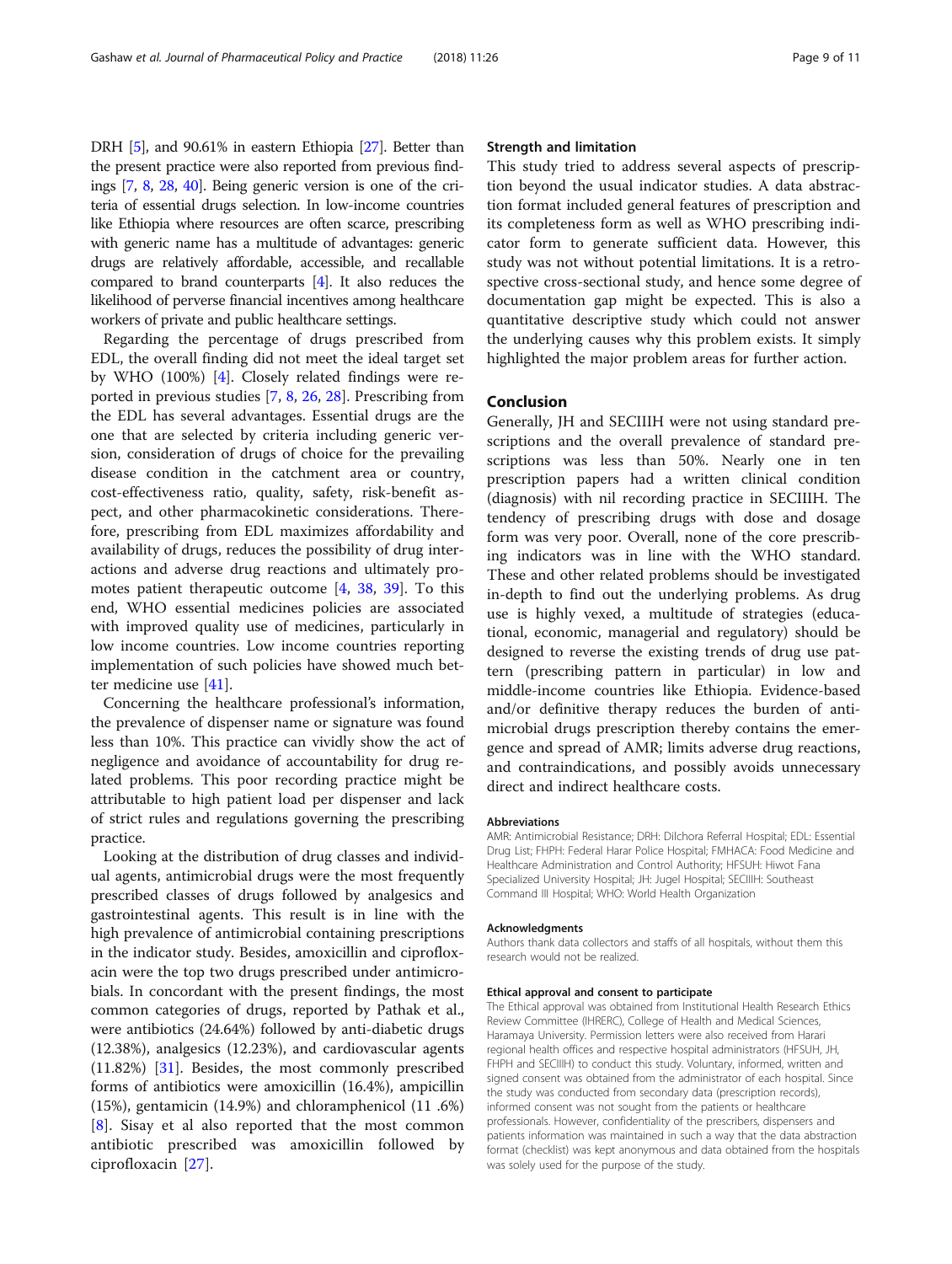DRH [5], and 90.61% in eastern Ethiopia [27]. Better than the present practice were also reported from previous findings [7, 8, 28, 40]. Being generic version is one of the criteria of essential drugs selection. In low-income countries like Ethiopia where resources are often scarce, prescribing with generic name has a multitude of advantages: generic drugs are relatively affordable, accessible, and recallable compared to brand counterparts [4]. It also reduces the likelihood of perverse financial incentives among healthcare workers of private and public healthcare settings.

Regarding the percentage of drugs prescribed from EDL, the overall finding did not meet the ideal target set by WHO (100%) [4]. Closely related findings were reported in previous studies [7, 8, 26, 28]. Prescribing from the EDL has several advantages. Essential drugs are the one that are selected by criteria including generic version, consideration of drugs of choice for the prevailing disease condition in the catchment area or country, cost-effectiveness ratio, quality, safety, risk-benefit aspect, and other pharmacokinetic considerations. Therefore, prescribing from EDL maximizes affordability and availability of drugs, reduces the possibility of drug interactions and adverse drug reactions and ultimately promotes patient therapeutic outcome [4, 38, 39]. To this end, WHO essential medicines policies are associated with improved quality use of medicines, particularly in low income countries. Low income countries reporting implementation of such policies have showed much better medicine use [41].

Concerning the healthcare professional's information, the prevalence of dispenser name or signature was found less than 10%. This practice can vividly show the act of negligence and avoidance of accountability for drug related problems. This poor recording practice might be attributable to high patient load per dispenser and lack of strict rules and regulations governing the prescribing practice.

Looking at the distribution of drug classes and individual agents, antimicrobial drugs were the most frequently prescribed classes of drugs followed by analgesics and gastrointestinal agents. This result is in line with the high prevalence of antimicrobial containing prescriptions in the indicator study. Besides, amoxicillin and ciprofloxacin were the top two drugs prescribed under antimicrobials. In concordant with the present findings, the most common categories of drugs, reported by Pathak et al., were antibiotics (24.64%) followed by anti-diabetic drugs (12.38%), analgesics (12.23%), and cardiovascular agents (11.82%) [31]. Besides, the most commonly prescribed forms of antibiotics were amoxicillin (16.4%), ampicillin (15%), gentamicin (14.9%) and chloramphenicol (11 .6%) [8]. Sisay et al also reported that the most common antibiotic prescribed was amoxicillin followed by ciprofloxacin [27].

## Strength and limitation

This study tried to address several aspects of prescription beyond the usual indicator studies. A data abstraction format included general features of prescription and its completeness form as well as WHO prescribing indicator form to generate sufficient data. However, this study was not without potential limitations. It is a retrospective cross-sectional study, and hence some degree of documentation gap might be expected. This is also a quantitative descriptive study which could not answer the underlying causes why this problem exists. It simply highlighted the major problem areas for further action.

## Conclusion

Generally, JH and SECIIIH were not using standard prescriptions and the overall prevalence of standard prescriptions was less than 50%. Nearly one in ten prescription papers had a written clinical condition (diagnosis) with nil recording practice in SECIIIH. The tendency of prescribing drugs with dose and dosage form was very poor. Overall, none of the core prescribing indicators was in line with the WHO standard. These and other related problems should be investigated in-depth to find out the underlying problems. As drug use is highly vexed, a multitude of strategies (educational, economic, managerial and regulatory) should be designed to reverse the existing trends of drug use pattern (prescribing pattern in particular) in low and middle-income countries like Ethiopia. Evidence-based and/or definitive therapy reduces the burden of antimicrobial drugs prescription thereby contains the emergence and spread of AMR; limits adverse drug reactions, and contraindications, and possibly avoids unnecessary direct and indirect healthcare costs.

#### Abbreviations

AMR: Antimicrobial Resistance; DRH: Dilchora Referral Hospital; EDL: Essential Drug List; FHPH: Federal Harar Police Hospital; FMHACA: Food Medicine and Healthcare Administration and Control Authority; HFSUH: Hiwot Fana Specialized University Hospital; JH: Jugel Hospital; SECIIIH: Southeast Command III Hospital; WHO: World Health Organization

#### Acknowledgments

Authors thank data collectors and staffs of all hospitals, without them this research would not be realized.

#### Ethical approval and consent to participate

The Ethical approval was obtained from Institutional Health Research Ethics Review Committee (IHRERC), College of Health and Medical Sciences, Haramaya University. Permission letters were also received from Harari regional health offices and respective hospital administrators (HFSUH, JH, FHPH and SECIIIH) to conduct this study. Voluntary, informed, written and signed consent was obtained from the administrator of each hospital. Since the study was conducted from secondary data (prescription records), informed consent was not sought from the patients or healthcare professionals. However, confidentiality of the prescribers, dispensers and patients information was maintained in such a way that the data abstraction format (checklist) was kept anonymous and data obtained from the hospitals was solely used for the purpose of the study.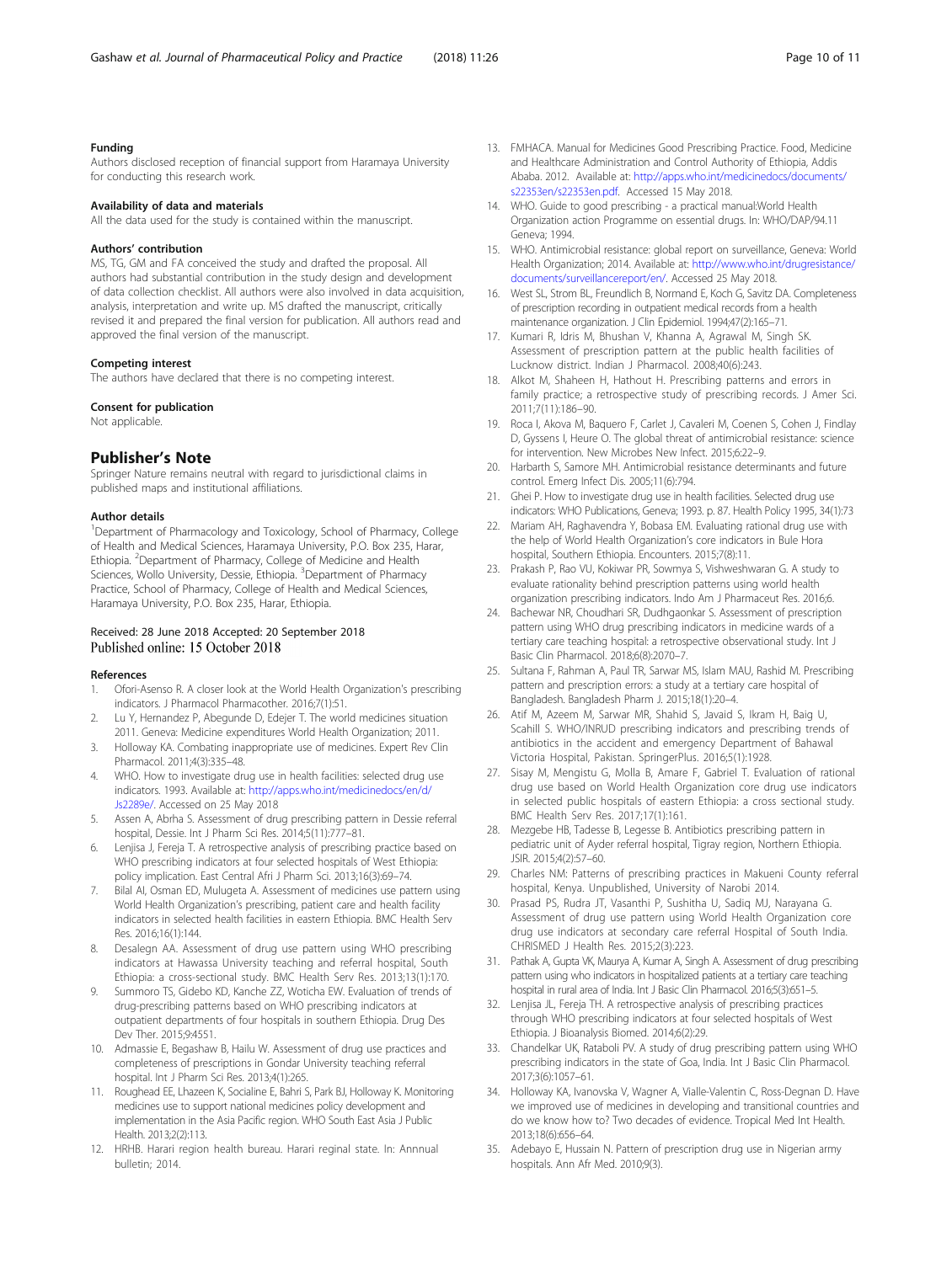#### Funding

Authors disclosed reception of financial support from Haramaya University for conducting this research work.

#### Availability of data and materials

All the data used for the study is contained within the manuscript.

#### Authors' contribution

MS, TG, GM and FA conceived the study and drafted the proposal. All authors had substantial contribution in the study design and development of data collection checklist. All authors were also involved in data acquisition, analysis, interpretation and write up. MS drafted the manuscript, critically revised it and prepared the final version for publication. All authors read and approved the final version of the manuscript.

#### Competing interest

The authors have declared that there is no competing interest.

#### Consent for publication

Not applicable.

## Publisher's Note

Springer Nature remains neutral with regard to jurisdictional claims in published maps and institutional affiliations.

#### Author details

[1]Department of Pharmacology and Toxicology, School of Pharmacy, College of Health and Medical Sciences, Haramaya University, P.O. Box 235, Harar, Ethiopia. [2]Department of Pharmacy, College of Medicine and Health Sciences, Wollo University, Dessie, Ethiopia. [3]Department of Pharmacy Practice, School of Pharmacy, College of Health and Medical Sciences, Haramaya University, P.O. Box 235, Harar, Ethiopia.

Received: 28 June 2018 Accepted: 20 September 2018
Published online: 15 October 2018

#### References

1. Ofori-Asenso R. A closer look at the World Health Organization's prescribing indicators. J Pharmacol Pharmacother. 2016;7(1):51.
2. Lu Y, Hernandez P, Abegunde D, Edejer T. The world medicines situation 2011. Geneva: Medicine expenditures World Health Organization; 2011.
3. Holloway KA. Combating inappropriate use of medicines. Expert Rev Clin Pharmacol. 2011;4(3):335–48.
4. WHO. How to investigate drug use in health facilities: selected drug use indicators. 1993. Available at: http://apps.who.int/medicinedocs/en/d/Js2289e/. Accessed on 25 May 2018
5. Assen A, Abrha S. Assessment of drug prescribing pattern in Dessie referral hospital, Dessie. Int J Pharm Sci Res. 2014;5(11):777–81.
6. Lenjisa J, Fereja T. A retrospective analysis of prescribing practice based on WHO prescribing indicators at four selected hospitals of West Ethiopia: policy implication. East Central Afri J Pharm Sci. 2013;16(3):69–74.
7. Bilal AI, Osman ED, Mulugeta A. Assessment of medicines use pattern using World Health Organization's prescribing, patient care and health facility indicators in selected health facilities in eastern Ethiopia. BMC Health Serv Res. 2016;16(1):144.
8. Desalegn AA. Assessment of drug use pattern using WHO prescribing indicators at Hawassa University teaching and referral hospital, South Ethiopia: a cross-sectional study. BMC Health Serv Res. 2013;13(1):170.
9. Summoro TS, Gidebo KD, Kanche ZZ, Woticha EW. Evaluation of trends of drug-prescribing patterns based on WHO prescribing indicators at outpatient departments of four hospitals in southern Ethiopia. Drug Des Dev Ther. 2015;9:4551.
10. Admassie E, Begashaw B, Hailu W. Assessment of drug use practices and completeness of prescriptions in Gondar University teaching referral hospital. Int J Pharm Sci Res. 2013;4(1):265.
11. Roughead EE, Lhazeen K, Socialine E, Bahri S, Park BJ, Holloway K. Monitoring medicines use to support national medicines policy development and implementation in the Asia Pacific region. WHO South East Asia J Public Health. 2013;2(2):113.
12. HRHB. Harari region health bureau. Harari reginal state. In: Annnual bulletin; 2014.
13. FMHACA. Manual for Medicines Good Prescribing Practice. Food, Medicine and Healthcare Administration and Control Authority of Ethiopia, Addis Ababa. 2012. Available at: http://apps.who.int/medicinedocs/documents/s22353en/s22353en.pdf. Accessed 15 May 2018.
14. WHO. Guide to good prescribing - a practical manual:World Health Organization action Programme on essential drugs. In: WHO/DAP/94.11 Geneva; 1994.
15. WHO. Antimicrobial resistance: global report on surveillance, Geneva: World Health Organization; 2014. Available at: http://www.who.int/drugresistance/documents/surveillancereport/en/. Accessed 25 May 2018.
16. West SL, Strom BL, Freundlich B, Normand E, Koch G, Savitz DA. Completeness of prescription recording in outpatient medical records from a health maintenance organization. J Clin Epidemiol. 1994;47(2):165–71.
17. Kumari R, Idris M, Bhushan V, Khanna A, Agrawal M, Singh SK. Assessment of prescription pattern at the public health facilities of Lucknow district. Indian J Pharmacol. 2008;40(6):243.
18. Alkot M, Shaheen H, Hathout H. Prescribing patterns and errors in family practice; a retrospective study of prescribing records. J Amer Sci. 2011;7(11):186–90.
19. Roca I, Akova M, Baquero F, Carlet J, Cavaleri M, Coenen S, Cohen J, Findlay D, Gyssens I, Heure O. The global threat of antimicrobial resistance: science for intervention. New Microbes New Infect. 2015;6:22–9.
20. Harbarth S, Samore MH. Antimicrobial resistance determinants and future control. Emerg Infect Dis. 2005;11(6):794.
21. Ghei P. How to investigate drug use in health facilities. Selected drug use indicators: WHO Publications, Geneva; 1993. p. 87. Health Policy 1995, 34(1):73
22. Mariam AH, Raghavendra Y, Bobasa EM. Evaluating rational drug use with the help of World Health Organization's core indicators in Bule Hora hospital, Southern Ethiopia. Encounters. 2015;7(8):11.
23. Prakash P, Rao VU, Kokiwar PR, Sowmya S, Vishweshwaran G. A study to evaluate rationality behind prescription patterns using world health organization prescribing indicators. Indo Am J Pharmaceut Res. 2016;6.
24. Bachewar NR, Choudhari SR, Dudhgaonkar S. Assessment of prescription pattern using WHO drug prescribing indicators in medicine wards of a tertiary care teaching hospital: a retrospective observational study. Int J Basic Clin Pharmacol. 2018;6(8):2070–7.
25. Sultana F, Rahman A, Paul TR, Sarwar MS, Islam MAU, Rashid M. Prescribing pattern and prescription errors: a study at a tertiary care hospital of Bangladesh. Bangladesh Pharm J. 2015;18(1):20–4.
26. Atif M, Azeem M, Sarwar MR, Shahid S, Javaid S, Ikram H, Baig U, Scahill S. WHO/INRUD prescribing indicators and prescribing trends of antibiotics in the accident and emergency Department of Bahawal Victoria Hospital, Pakistan. SpringerPlus. 2016;5(1):1928.
27. Sisay M, Mengistu G, Molla B, Amare F, Gabriel T. Evaluation of rational drug use based on World Health Organization core drug use indicators in selected public hospitals of eastern Ethiopia: a cross sectional study. BMC Health Serv Res. 2017;17(1):161.
28. Mezgebe HB, Tadesse B, Legesse B. Antibiotics prescribing pattern in pediatric unit of Ayder referral hospital, Tigray region, Northern Ethiopia. JSIR. 2015;4(2):57–60.
29. Charles NM: Patterns of prescribing practices in Makueni County referral hospital, Kenya. Unpublished, University of Narobi 2014.
30. Prasad PS, Rudra JT, Vasanthi P, Sushitha U, Sadiq MJ, Narayana G. Assessment of drug use pattern using World Health Organization core drug use indicators at secondary care referral Hospital of South India. CHRISMED J Health Res. 2015;2(3):223.
31. Pathak A, Gupta VK, Maurya A, Kumar A, Singh A. Assessment of drug prescribing pattern using who indicators in hospitalized patients at a tertiary care teaching hospital in rural area of India. Int J Basic Clin Pharmacol. 2016;5(3):651–5.
32. Lenjisa JL, Fereja TH. A retrospective analysis of prescribing practices through WHO prescribing indicators at four selected hospitals of West Ethiopia. J Bioanalysis Biomed. 2014;6(2):29.
33. Chandelkar UK, Rataboli PV. A study of drug prescribing pattern using WHO prescribing indicators in the state of Goa, India. Int J Basic Clin Pharmacol. 2017;3(6):1057–61.
34. Holloway KA, Ivanovska V, Wagner A, Vialle-Valentin C, Ross-Degnan D. Have we improved use of medicines in developing and transitional countries and do we know how to? Two decades of evidence. Tropical Med Int Health. 2013;18(6):656–64.
35. Adebayo E, Hussain N. Pattern of prescription drug use in Nigerian army hospitals. Ann Afr Med. 2010;9(3).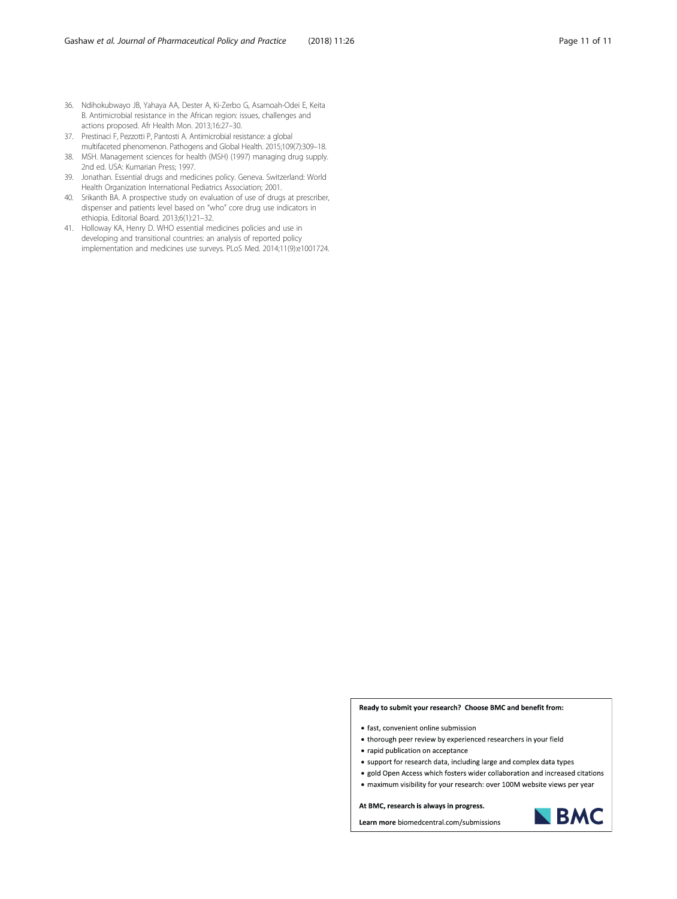36. Ndihokubwayo JB, Yahaya AA, Dester A, Ki-Zerbo G, Asamoah-Odei E, Keita B. Antimicrobial resistance in the African region: issues, challenges and actions proposed. Afr Health Mon. 2013;16:27–30.
37. Prestinaci F, Pezzotti P, Pantosti A. Antimicrobial resistance: a global multifaceted phenomenon. Pathogens and Global Health. 2015;109(7):309–18.
38. MSH. Management sciences for health (MSH) (1997) managing drug supply. 2nd ed. USA: Kumarian Press; 1997.
39. Jonathan. Essential drugs and medicines policy. Geneva. Switzerland: World Health Organization International Pediatrics Association; 2001.
40. Srikanth BA. A prospective study on evaluation of use of drugs at prescriber, dispenser and patients level based on "who" core drug use indicators in ethiopia. Editorial Board. 2013;6(1):21–32.
41. Holloway KA, Henry D. WHO essential medicines policies and use in developing and transitional countries: an analysis of reported policy implementation and medicines use surveys. PLoS Med. 2014;11(9):e1001724.

**Ready to submit your research? Choose BMC and benefit from:**

- fast, convenient online submission
- thorough peer review by experienced researchers in your field
- rapid publication on acceptance
- support for research data, including large and complex data types
- gold Open Access which fosters wider collaboration and increased citations
- maximum visibility for your research: over 100M website views per year

**At BMC, research is always in progress.**

**Learn more** biomedcentral.com/submissions

BMC